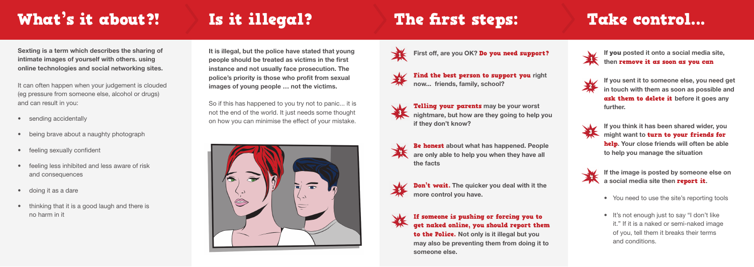## What's it about?!

**Sexting is a term which describes the sharing of intimate images of yourself with others. using online technologies and social networking sites.**

It can often happen when your judgement is clouded (eg pressure from someone else, alcohol or drugs) and can result in you:

- sending accidentally
- being brave about a naughty photograph
- feeling sexually confident
- feeling less inhibited and less aware of risk and consequences
- doing it as a dare
- thinking that it is a good laugh and there is no harm in it

## Is it illegal?

**It is illegal, but the police have stated that young people should be treated as victims in the first instance and not usually face prosecution. The police's priority is those who profit from sexual images of young people … not the victims.**

So if this has happened to you try not to panic... it is not the end of the world. It just needs some thought on how you can minimise the effect of your mistake.

## The first steps:

1. **First off, are you OK? Do you need support?**
2. **Find the best person to support you right now... friends, family, school?**
3. **Telling your parents may be your worst nightmare, but how are they going to help you if they don't know?**
4. **Be honest about what has happened. People are only able to help you when they have all the facts**
5. **Don't wait. The quicker you deal with it the more control you have.**
6. **If someone is pushing or forcing you to get naked online, you should report them to the Police. Not only is it illegal but you may also be preventing them from doing it to someone else.**

## Take control...

1. **If you posted it onto a social media site, then remove it as soon as you can**
2. **If you sent it to someone else, you need get in touch with them as soon as possible and ask them to delete it before it goes any further.**
3. **If you think it has been shared wider, you might want to turn to your friends for help. Your close friends will often be able to help you manage the situation**
4. **If the image is posted by someone else on a social media site then report it.**
   - You need to use the site's reporting tools
   - It's not enough just to say "I don't like it." If it is a naked or semi-naked image of you, tell them it breaks their terms and conditions.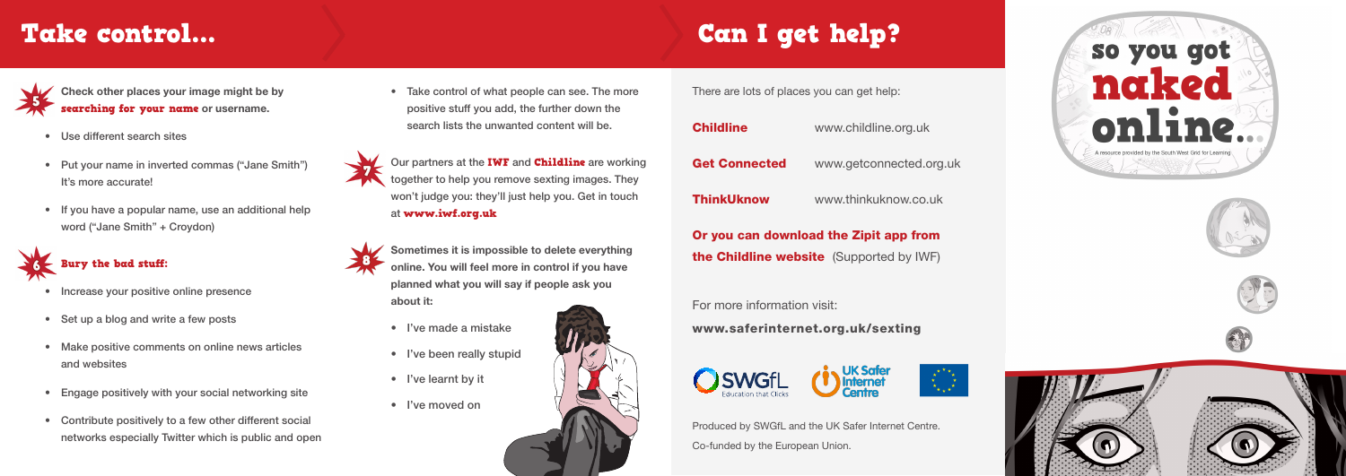# Take control...

**5** **Check other places your image might be by searching for your name or username.**

- Use different search sites
- Put your name in inverted commas ("Jane Smith") It's more accurate!
- If you have a popular name, use an additional help word ("Jane Smith" + Croydon)

**6** **Bury the bad stuff:**

- Increase your positive online presence
- Set up a blog and write a few posts
- Make positive comments on online news articles and websites
- Engage positively with your social networking site
- Contribute positively to a few other different social networks especially Twitter which is public and open
- Take control of what people can see. The more positive stuff you add, the further down the search lists the unwanted content will be.

**7** Our partners at the **IWF** and **Childline** are working together to help you remove sexting images. They won't judge you: they'll just help you. Get in touch at **www.iwf.org.uk**

**8** **Sometimes it is impossible to delete everything online. You will feel more in control if you have planned what you will say if people ask you about it:**

- I've made a mistake
- I've been really stupid
- I've learnt by it
- I've moved on

# Can I get help?

There are lots of places you can get help:

| | |
|---|---|
| **Childline** | www.childline.org.uk |
| **Get Connected** | www.getconnected.org.uk |
| **ThinkUknow** | www.thinkuknow.co.uk |

**Or you can download the Zipit app from the Childline website** (Supported by IWF)

For more information visit:

**www.saferinternet.org.uk/sexting**

SWGfL Education that Clicks | UK Safer Internet Centre

Produced by SWGfL and the UK Safer Internet Centre.
Co-funded by the European Union.

# so you got naked online...

A resource provided by the South West Grid for Learning